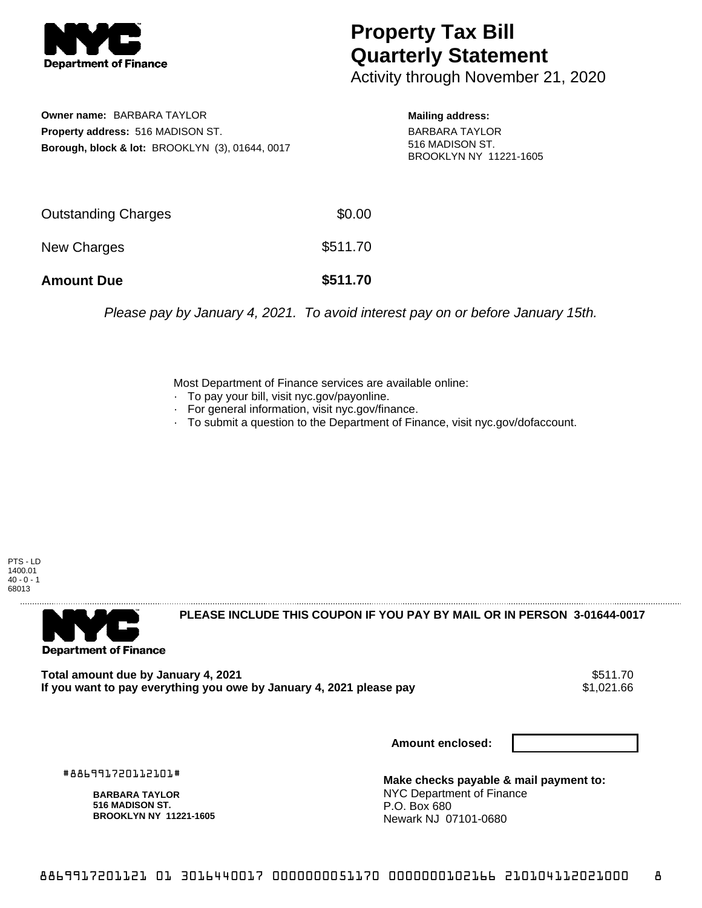# Property Tax Bill Quarterly Statement

Activity through November 21, 2020

**Owner name:** BARBARA TAYLOR
**Property address:** 516 MADISON ST.
**Borough, block & lot:** BROOKLYN (3), 01644, 0017

**Mailing address:**
BARBARA TAYLOR
516 MADISON ST.
BROOKLYN NY 11221-1605

| | |
|---|---|
| Outstanding Charges | $0.00 |
| New Charges | $511.70 |
| **Amount Due** | **$511.70** |

*Please pay by January 4, 2021. To avoid interest pay on or before January 15th.*

Most Department of Finance services are available online:
- To pay your bill, visit nyc.gov/payonline.
- For general information, visit nyc.gov/finance.
- To submit a question to the Department of Finance, visit nyc.gov/dofaccount.

PTS - LD
1400.01
40 - 0 - 1
68013

**PLEASE INCLUDE THIS COUPON IF YOU PAY BY MAIL OR IN PERSON 3-01644-0017**

| | |
|---|---|
| **Total amount due by January 4, 2021** | $511.70 |
| **If you want to pay everything you owe by January 4, 2021 please pay** | $1,021.66 |

**Amount enclosed:**

#886991720112101#

**BARBARA TAYLOR**
**516 MADISON ST.**
**BROOKLYN NY 11221-1605**

**Make checks payable & mail payment to:**
NYC Department of Finance
P.O. Box 680
Newark NJ 07101-0680

886991720112101 01 3016440017 0000000051170 0000000102166 210104112021000 8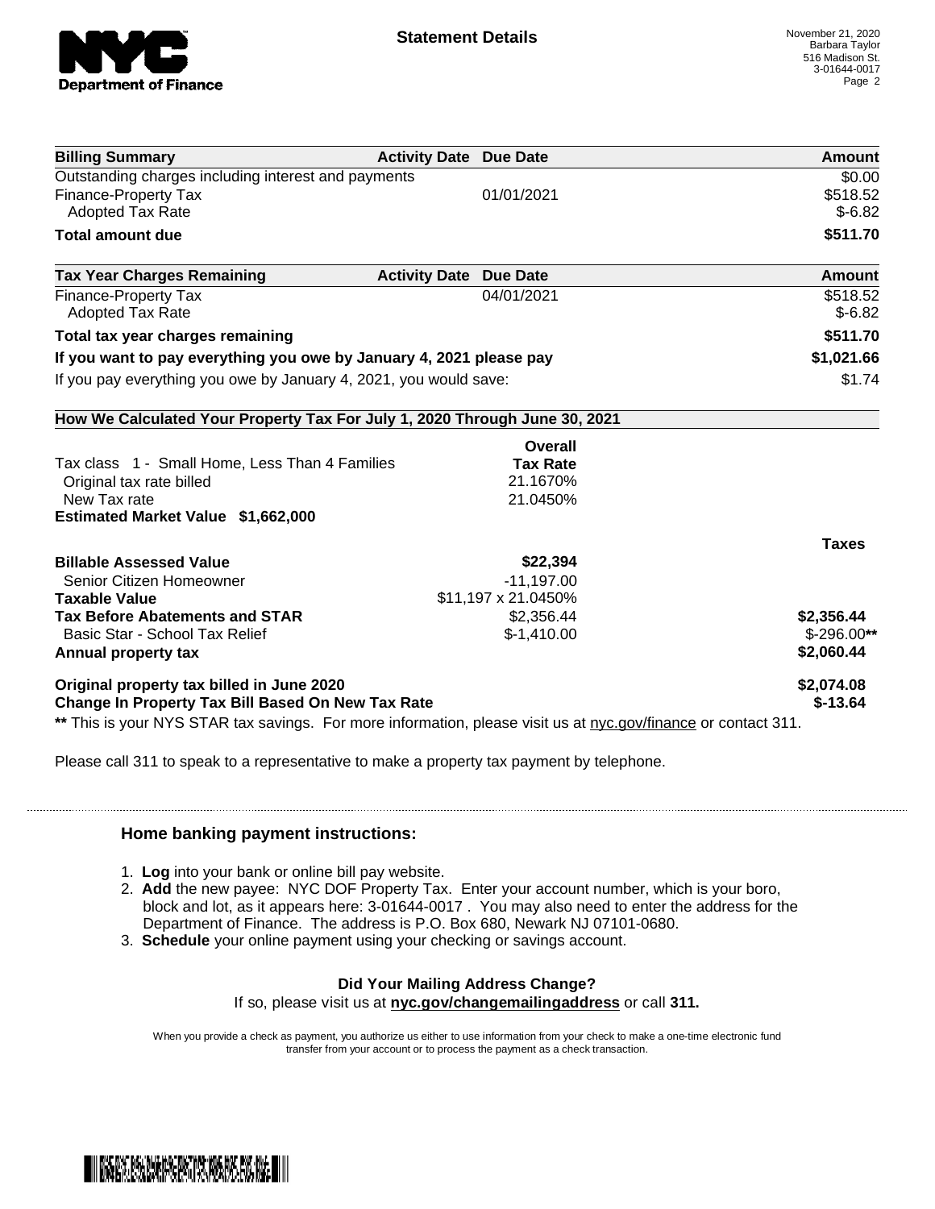**Statement Details**

November 21, 2020
Barbara Taylor
516 Madison St.
3-01644-0017

| Billing Summary | Activity Date | Due Date | Amount |
|---|---|---|---|
| Outstanding charges including interest and payments | | | $0.00 |
| Finance-Property Tax | | 01/01/2021 | $518.52 |
| Adopted Tax Rate | | | $-6.82 |
| **Total amount due** | | | **$511.70** |

| Tax Year Charges Remaining | Activity Date | Due Date | Amount |
|---|---|---|---|
| Finance-Property Tax | | 04/01/2021 | $518.52 |
| Adopted Tax Rate | | | $-6.82 |
| **Total tax year charges remaining** | | | **$511.70** |
| **If you want to pay everything you owe by January 4, 2021 please pay** | | | **$1,021.66** |
| If you pay everything you owe by January 4, 2021, you would save: | | | $1.74 |

**How We Calculated Your Property Tax For July 1, 2020 Through June 30, 2021**

| | Overall Tax Rate | |
|---|---|---|
| Tax class 1 - Small Home, Less Than 4 Families | | |
| Original tax rate billed | 21.1670% | |
| New Tax rate | 21.0450% | |
| **Estimated Market Value $1,662,000** | | |
| | | **Taxes** |
| **Billable Assessed Value** | **$22,394** | |
| Senior Citizen Homeowner | -11,197.00 | |
| **Taxable Value** | $11,197 x 21.0450% | |
| **Tax Before Abatements and STAR** | $2,356.44 | **$2,356.44** |
| Basic Star - School Tax Relief | $-1,410.00 | $-296.00** |
| **Annual property tax** | | **$2,060.44** |
| **Original property tax billed in June 2020** | | **$2,074.08** |
| **Change In Property Tax Bill Based On New Tax Rate** | | **$-13.64** |

** This is your NYS STAR tax savings. For more information, please visit us at nyc.gov/finance or contact 311.

Please call 311 to speak to a representative to make a property tax payment by telephone.

### Home banking payment instructions:

1. **Log** into your bank or online bill pay website.
2. **Add** the new payee: NYC DOF Property Tax. Enter your account number, which is your boro, block and lot, as it appears here: 3-01644-0017 . You may also need to enter the address for the Department of Finance. The address is P.O. Box 680, Newark NJ 07101-0680.
3. **Schedule** your online payment using your checking or savings account.

**Did Your Mailing Address Change?**
If so, please visit us at **nyc.gov/changemailingaddress** or call **311.**

When you provide a check as payment, you authorize us either to use information from your check to make a one-time electronic fund transfer from your account or to process the payment as a check transaction.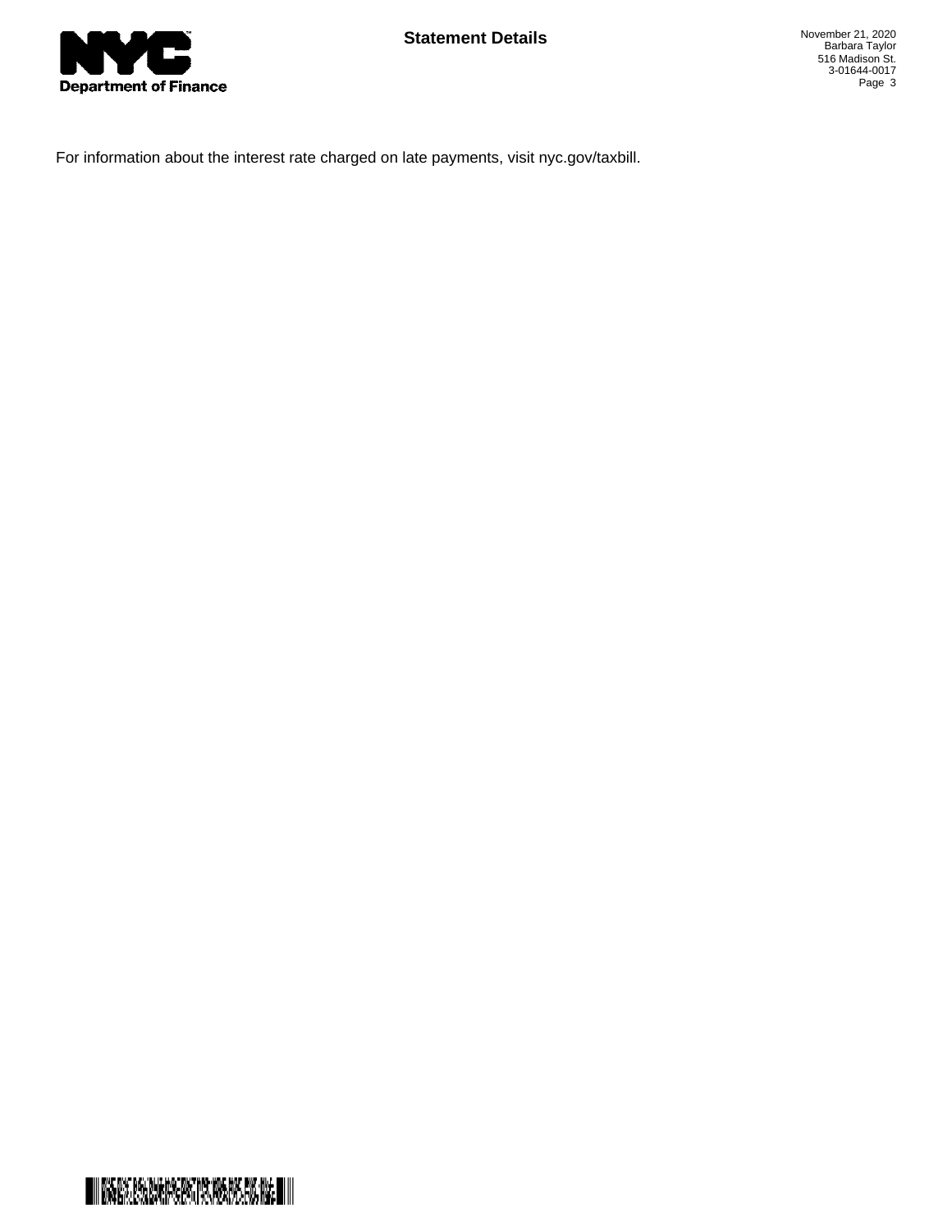For information about the interest rate charged on late payments, visit nyc.gov/taxbill.